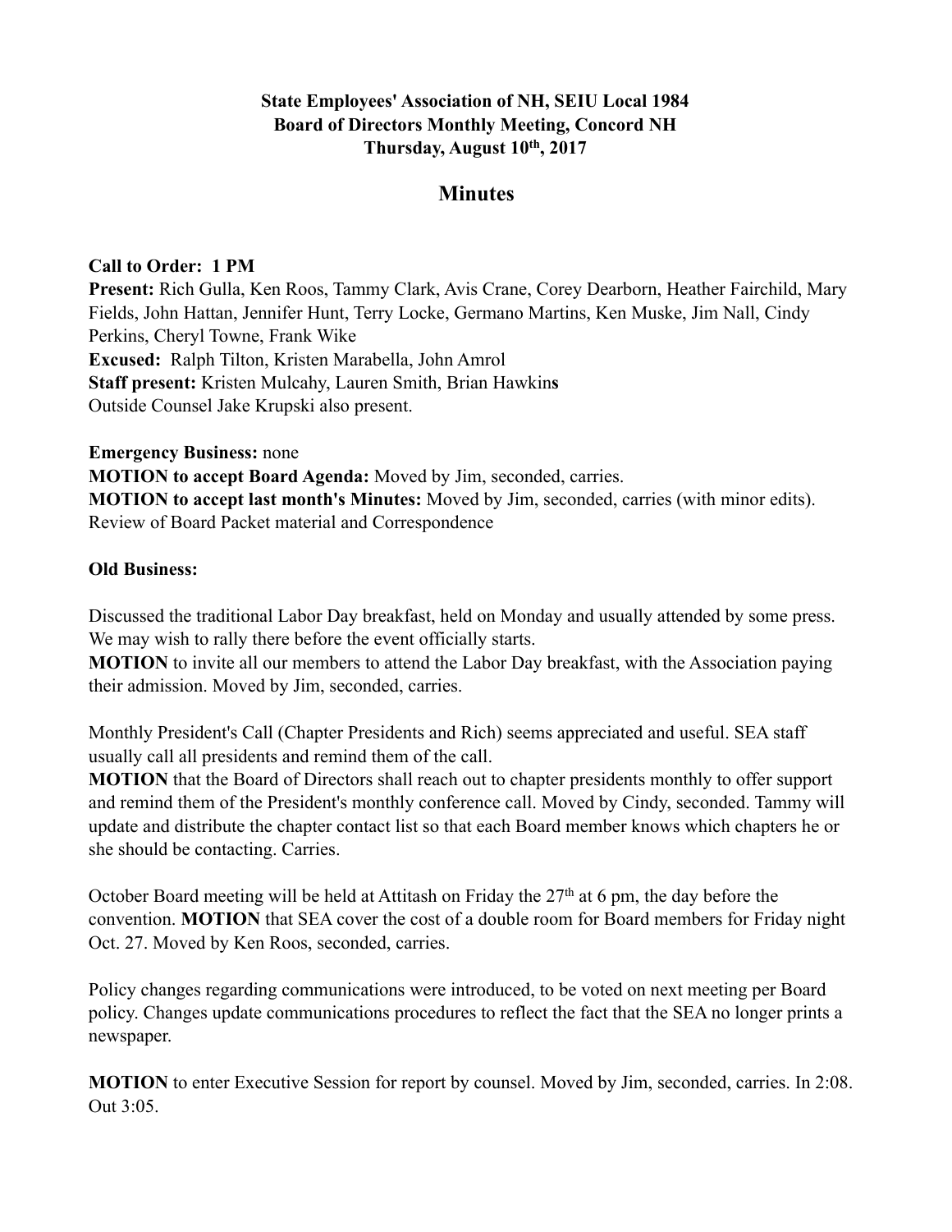**State Employees' Association of NH, SEIU Local 1984**
**Board of Directors Monthly Meeting, Concord NH**
**Thursday, August 10th, 2017**

# Minutes

**Call to Order: 1 PM**
**Present:** Rich Gulla, Ken Roos, Tammy Clark, Avis Crane, Corey Dearborn, Heather Fairchild, Mary Fields, John Hattan, Jennifer Hunt, Terry Locke, Germano Martins, Ken Muske, Jim Nall, Cindy Perkins, Cheryl Towne, Frank Wike
**Excused:** Ralph Tilton, Kristen Marabella, John Amrol
**Staff present:** Kristen Mulcahy, Lauren Smith, Brian Hawkins
Outside Counsel Jake Krupski also present.

**Emergency Business:** none
**MOTION to accept Board Agenda:** Moved by Jim, seconded, carries.
**MOTION to accept last month's Minutes:** Moved by Jim, seconded, carries (with minor edits).
Review of Board Packet material and Correspondence

**Old Business:**

Discussed the traditional Labor Day breakfast, held on Monday and usually attended by some press. We may wish to rally there before the event officially starts.
**MOTION** to invite all our members to attend the Labor Day breakfast, with the Association paying their admission. Moved by Jim, seconded, carries.

Monthly President's Call (Chapter Presidents and Rich) seems appreciated and useful. SEA staff usually call all presidents and remind them of the call.
**MOTION** that the Board of Directors shall reach out to chapter presidents monthly to offer support and remind them of the President's monthly conference call. Moved by Cindy, seconded. Tammy will update and distribute the chapter contact list so that each Board member knows which chapters he or she should be contacting. Carries.

October Board meeting will be held at Attitash on Friday the 27th at 6 pm, the day before the convention. **MOTION** that SEA cover the cost of a double room for Board members for Friday night Oct. 27. Moved by Ken Roos, seconded, carries.

Policy changes regarding communications were introduced, to be voted on next meeting per Board policy. Changes update communications procedures to reflect the fact that the SEA no longer prints a newspaper.

**MOTION** to enter Executive Session for report by counsel. Moved by Jim, seconded, carries. In 2:08. Out 3:05.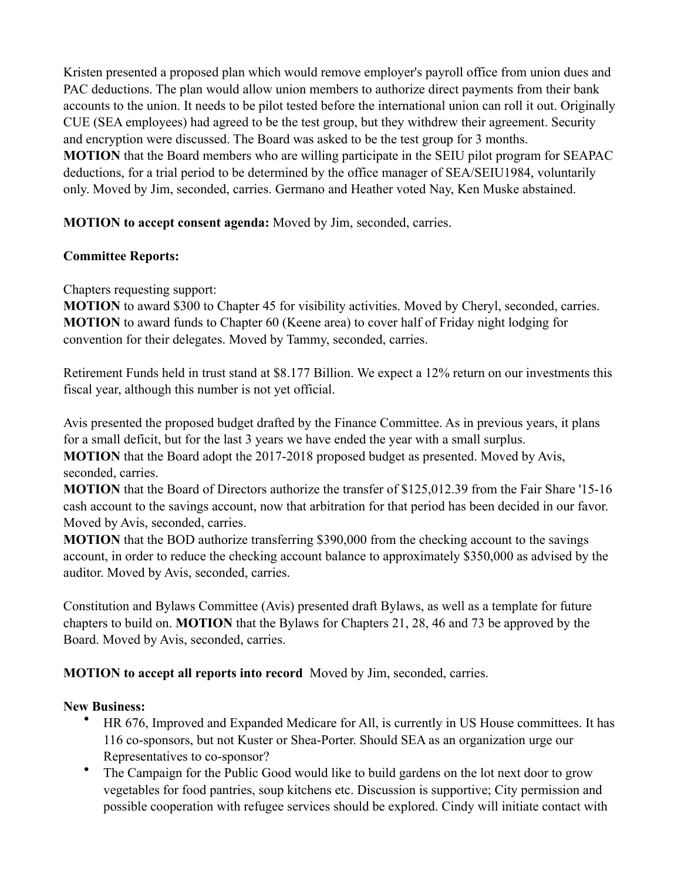Kristen presented a proposed plan which would remove employer's payroll office from union dues and PAC deductions. The plan would allow union members to authorize direct payments from their bank accounts to the union. It needs to be pilot tested before the international union can roll it out. Originally CUE (SEA employees) had agreed to be the test group, but they withdrew their agreement. Security and encryption were discussed. The Board was asked to be the test group for 3 months.
**MOTION** that the Board members who are willing participate in the SEIU pilot program for SEAPAC deductions, for a trial period to be determined by the office manager of SEA/SEIU1984, voluntarily only. Moved by Jim, seconded, carries. Germano and Heather voted Nay, Ken Muske abstained.

**MOTION to accept consent agenda:** Moved by Jim, seconded, carries.

**Committee Reports:**

Chapters requesting support:
**MOTION** to award $300 to Chapter 45 for visibility activities. Moved by Cheryl, seconded, carries.
**MOTION** to award funds to Chapter 60 (Keene area) to cover half of Friday night lodging for convention for their delegates. Moved by Tammy, seconded, carries.

Retirement Funds held in trust stand at $8.177 Billion. We expect a 12% return on our investments this fiscal year, although this number is not yet official.

Avis presented the proposed budget drafted by the Finance Committee. As in previous years, it plans for a small deficit, but for the last 3 years we have ended the year with a small surplus.
**MOTION** that the Board adopt the 2017-2018 proposed budget as presented. Moved by Avis, seconded, carries.
**MOTION** that the Board of Directors authorize the transfer of $125,012.39 from the Fair Share '15-16 cash account to the savings account, now that arbitration for that period has been decided in our favor. Moved by Avis, seconded, carries.
**MOTION** that the BOD authorize transferring $390,000 from the checking account to the savings account, in order to reduce the checking account balance to approximately $350,000 as advised by the auditor. Moved by Avis, seconded, carries.

Constitution and Bylaws Committee (Avis) presented draft Bylaws, as well as a template for future chapters to build on. **MOTION** that the Bylaws for Chapters 21, 28, 46 and 73 be approved by the Board. Moved by Avis, seconded, carries.

**MOTION to accept all reports into record** Moved by Jim, seconded, carries.

**New Business:**

- HR 676, Improved and Expanded Medicare for All, is currently in US House committees. It has 116 co-sponsors, but not Kuster or Shea-Porter. Should SEA as an organization urge our Representatives to co-sponsor?
- The Campaign for the Public Good would like to build gardens on the lot next door to grow vegetables for food pantries, soup kitchens etc. Discussion is supportive; City permission and possible cooperation with refugee services should be explored. Cindy will initiate contact with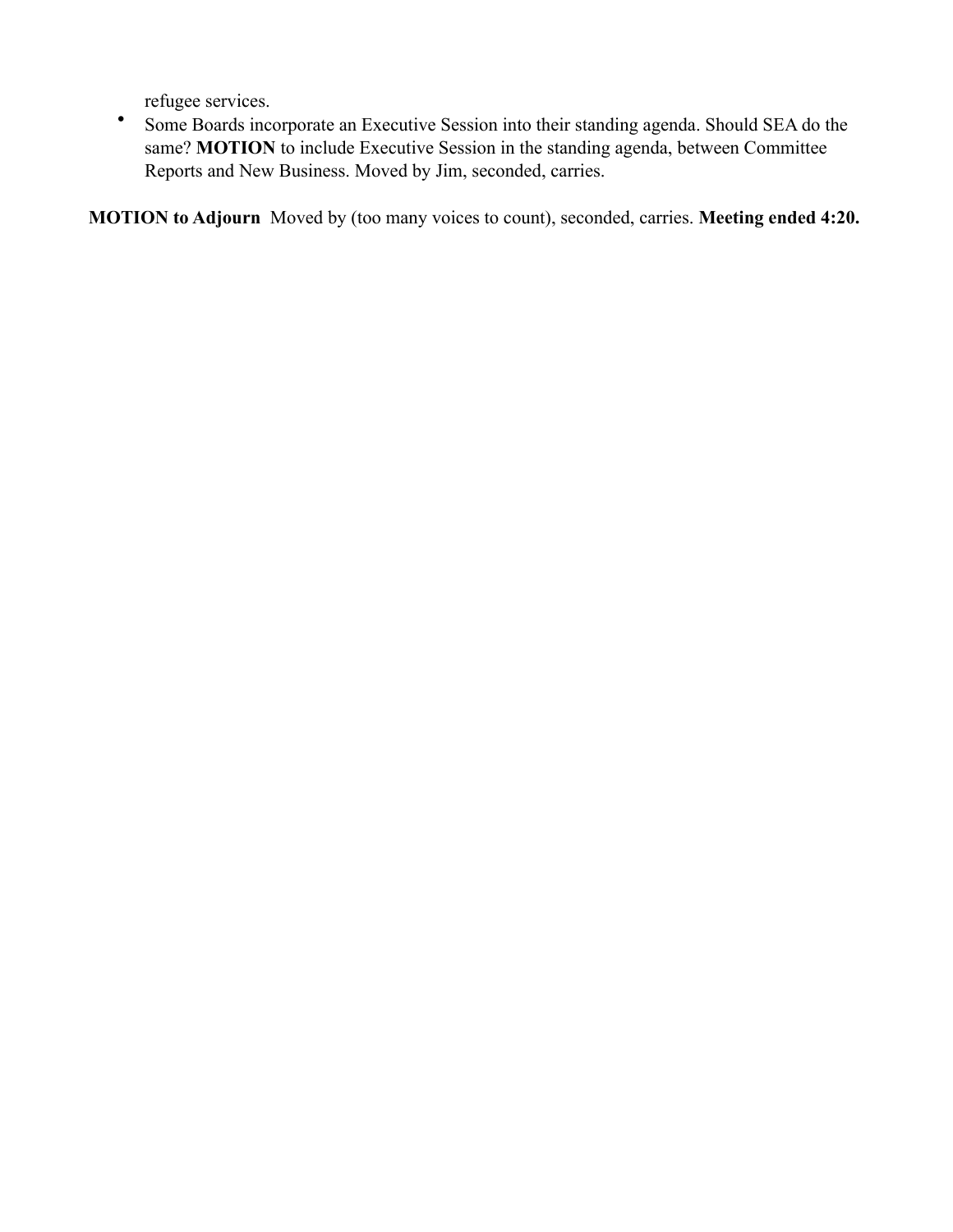refugee services.

- Some Boards incorporate an Executive Session into their standing agenda. Should SEA do the same? **MOTION** to include Executive Session in the standing agenda, between Committee Reports and New Business. Moved by Jim, seconded, carries.

**MOTION to Adjourn** Moved by (too many voices to count), seconded, carries. **Meeting ended 4:20.**